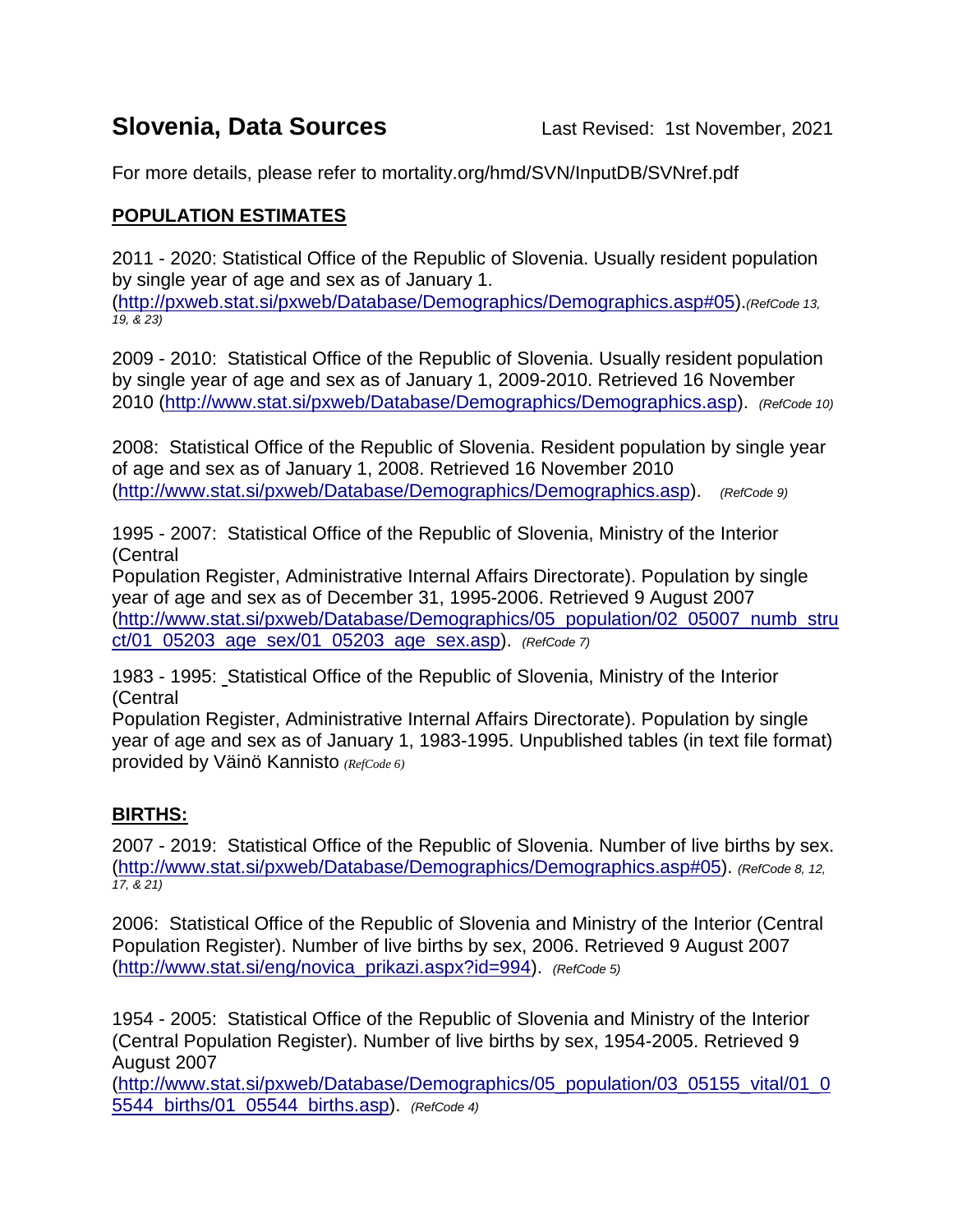# Slovenia, Data Sources

Last Revised: 1st November, 2021

For more details, please refer to mortality.org/hmd/SVN/InputDB/SVNref.pdf

## POPULATION ESTIMATES

2011 - 2020: Statistical Office of the Republic of Slovenia. Usually resident population by single year of age and sex as of January 1. (http://pxweb.stat.si/pxweb/Database/Demographics/Demographics.asp#05). *(RefCode 13, 19, & 23)*

2009 - 2010: Statistical Office of the Republic of Slovenia. Usually resident population by single year of age and sex as of January 1, 2009-2010. Retrieved 16 November 2010 (http://www.stat.si/pxweb/Database/Demographics/Demographics.asp). *(RefCode 10)*

2008: Statistical Office of the Republic of Slovenia. Resident population by single year of age and sex as of January 1, 2008. Retrieved 16 November 2010 (http://www.stat.si/pxweb/Database/Demographics/Demographics.asp). *(RefCode 9)*

1995 - 2007: Statistical Office of the Republic of Slovenia, Ministry of the Interior (Central Population Register, Administrative Internal Affairs Directorate). Population by single year of age and sex as of December 31, 1995-2006. Retrieved 9 August 2007 (http://www.stat.si/pxweb/Database/Demographics/05_population/02_05007_numb_struct/01_05203_age_sex/01_05203_age_sex.asp). *(RefCode 7)*

1983 - 1995: Statistical Office of the Republic of Slovenia, Ministry of the Interior (Central Population Register, Administrative Internal Affairs Directorate). Population by single year of age and sex as of January 1, 1983-1995. Unpublished tables (in text file format) provided by Väinö Kannisto *(RefCode 6)*

## BIRTHS:

2007 - 2019: Statistical Office of the Republic of Slovenia. Number of live births by sex. (http://www.stat.si/pxweb/Database/Demographics/Demographics.asp#05). *(RefCode 8, 12, 17, & 21)*

2006: Statistical Office of the Republic of Slovenia and Ministry of the Interior (Central Population Register). Number of live births by sex, 2006. Retrieved 9 August 2007 (http://www.stat.si/eng/novica_prikazi.aspx?id=994). *(RefCode 5)*

1954 - 2005: Statistical Office of the Republic of Slovenia and Ministry of the Interior (Central Population Register). Number of live births by sex, 1954-2005. Retrieved 9 August 2007 (http://www.stat.si/pxweb/Database/Demographics/05_population/03_05155_vital/01_05544_births/01_05544_births.asp). *(RefCode 4)*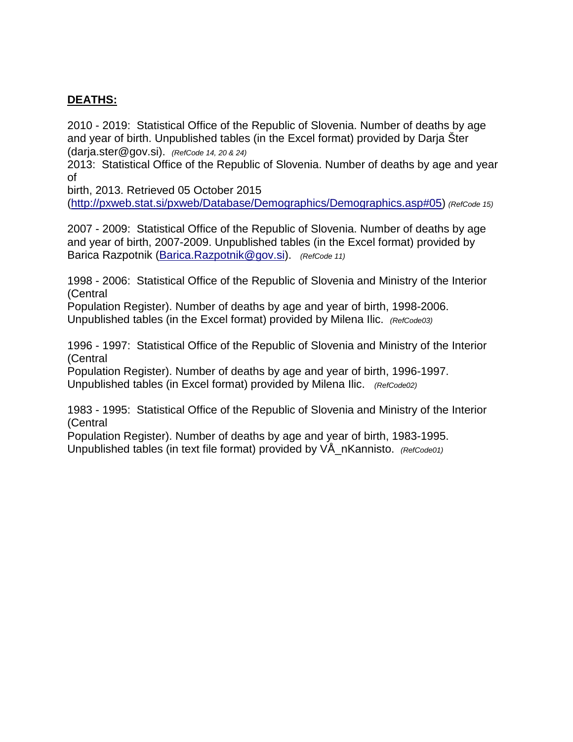**DEATHS:**

2010 - 2019: Statistical Office of the Republic of Slovenia. Number of deaths by age and year of birth. Unpublished tables (in the Excel format) provided by Darja Šter (darja.ster@gov.si). *(RefCode 14, 20 & 24)*
2013: Statistical Office of the Republic of Slovenia. Number of deaths by age and year of
birth, 2013. Retrieved 05 October 2015
(http://pxweb.stat.si/pxweb/Database/Demographics/Demographics.asp#05) *(RefCode 15)*

2007 - 2009: Statistical Office of the Republic of Slovenia. Number of deaths by age and year of birth, 2007-2009. Unpublished tables (in the Excel format) provided by Barica Razpotnik (Barica.Razpotnik@gov.si). *(RefCode 11)*

1998 - 2006: Statistical Office of the Republic of Slovenia and Ministry of the Interior (Central
Population Register). Number of deaths by age and year of birth, 1998-2006. Unpublished tables (in the Excel format) provided by Milena Ilic. *(RefCode03)*

1996 - 1997: Statistical Office of the Republic of Slovenia and Ministry of the Interior (Central
Population Register). Number of deaths by age and year of birth, 1996-1997. Unpublished tables (in Excel format) provided by Milena Ilic. *(RefCode02)*

1983 - 1995: Statistical Office of the Republic of Slovenia and Ministry of the Interior (Central
Population Register). Number of deaths by age and year of birth, 1983-1995. Unpublished tables (in text file format) provided by VÅ_nKannisto. *(RefCode01)*